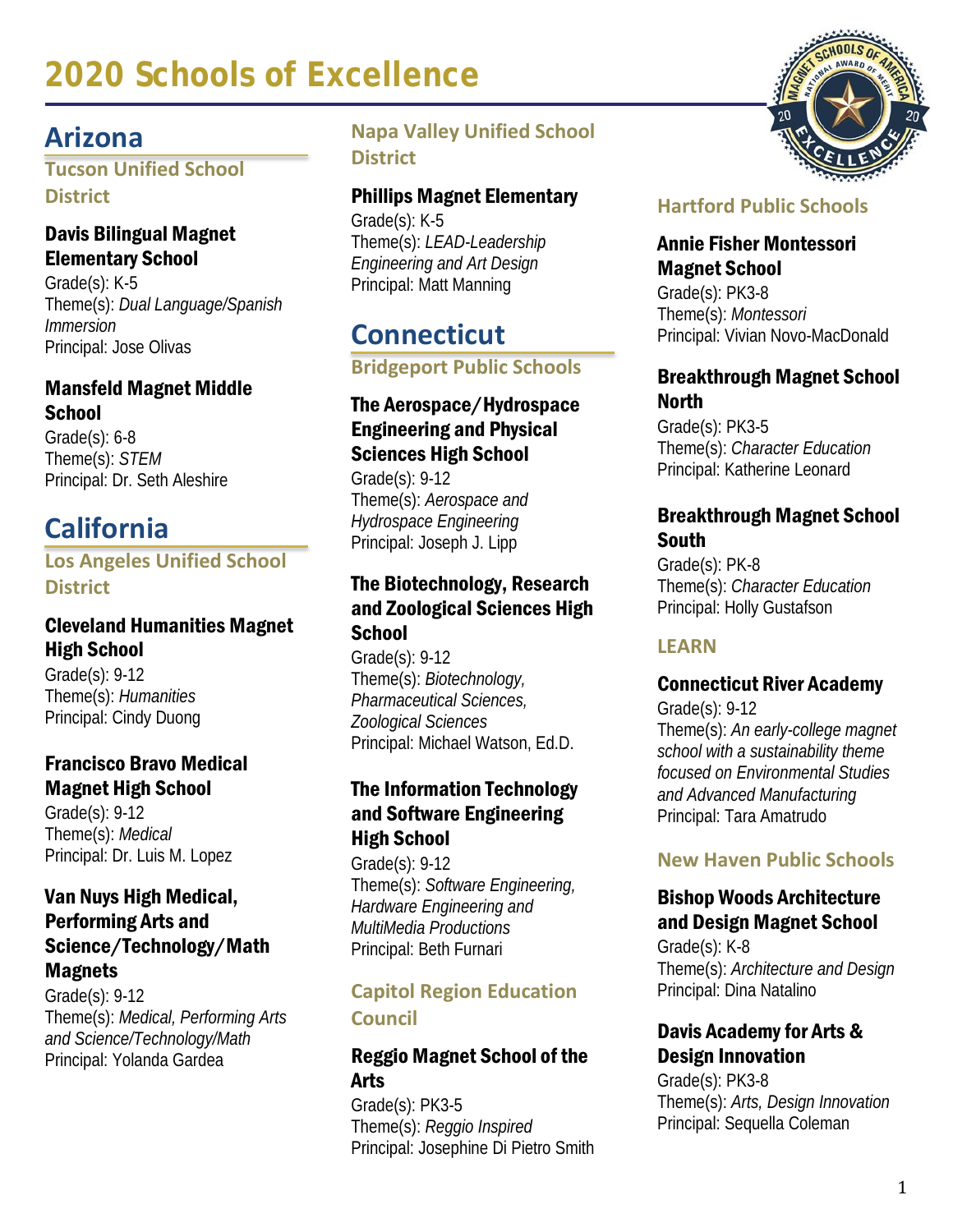# 2020 Schools of Excellence

## Arizona

### Tucson Unified School District

**Davis Bilingual Magnet Elementary School**
Grade(s): K-5
Theme(s): *Dual Language/Spanish Immersion*
Principal: Jose Olivas

**Mansfeld Magnet Middle School**
Grade(s): 6-8
Theme(s): *STEM*
Principal: Dr. Seth Aleshire

## California

### Los Angeles Unified School District

**Cleveland Humanities Magnet High School**
Grade(s): 9-12
Theme(s): *Humanities*
Principal: Cindy Duong

**Francisco Bravo Medical Magnet High School**
Grade(s): 9-12
Theme(s): *Medical*
Principal: Dr. Luis M. Lopez

**Van Nuys High Medical, Performing Arts and Science/Technology/Math Magnets**
Grade(s): 9-12
Theme(s): *Medical, Performing Arts and Science/Technology/Math*
Principal: Yolanda Gardea

### Napa Valley Unified School District

**Phillips Magnet Elementary**
Grade(s): K-5
Theme(s): *LEAD-Leadership Engineering and Art Design*
Principal: Matt Manning

## Connecticut

### Bridgeport Public Schools

**The Aerospace/Hydrospace Engineering and Physical Sciences High School**
Grade(s): 9-12
Theme(s): *Aerospace and Hydrospace Engineering*
Principal: Joseph J. Lipp

**The Biotechnology, Research and Zoological Sciences High School**
Grade(s): 9-12
Theme(s): *Biotechnology, Pharmaceutical Sciences, Zoological Sciences*
Principal: Michael Watson, Ed.D.

**The Information Technology and Software Engineering High School**
Grade(s): 9-12
Theme(s): *Software Engineering, Hardware Engineering and MultiMedia Productions*
Principal: Beth Furnari

### Capitol Region Education Council

**Reggio Magnet School of the Arts**
Grade(s): PK3-5
Theme(s): *Reggio Inspired*
Principal: Josephine Di Pietro Smith

### Hartford Public Schools

**Annie Fisher Montessori Magnet School**
Grade(s): PK3-8
Theme(s): *Montessori*
Principal: Vivian Novo-MacDonald

**Breakthrough Magnet School North**
Grade(s): PK3-5
Theme(s): *Character Education*
Principal: Katherine Leonard

**Breakthrough Magnet School South**
Grade(s): PK-8
Theme(s): *Character Education*
Principal: Holly Gustafson

### LEARN

**Connecticut River Academy**
Grade(s): 9-12
Theme(s): *An early-college magnet school with a sustainability theme focused on Environmental Studies and Advanced Manufacturing*
Principal: Tara Amatrudo

### New Haven Public Schools

**Bishop Woods Architecture and Design Magnet School**
Grade(s): K-8
Theme(s): *Architecture and Design*
Principal: Dina Natalino

**Davis Academy for Arts & Design Innovation**
Grade(s): PK3-8
Theme(s): *Arts, Design Innovation*
Principal: Sequella Coleman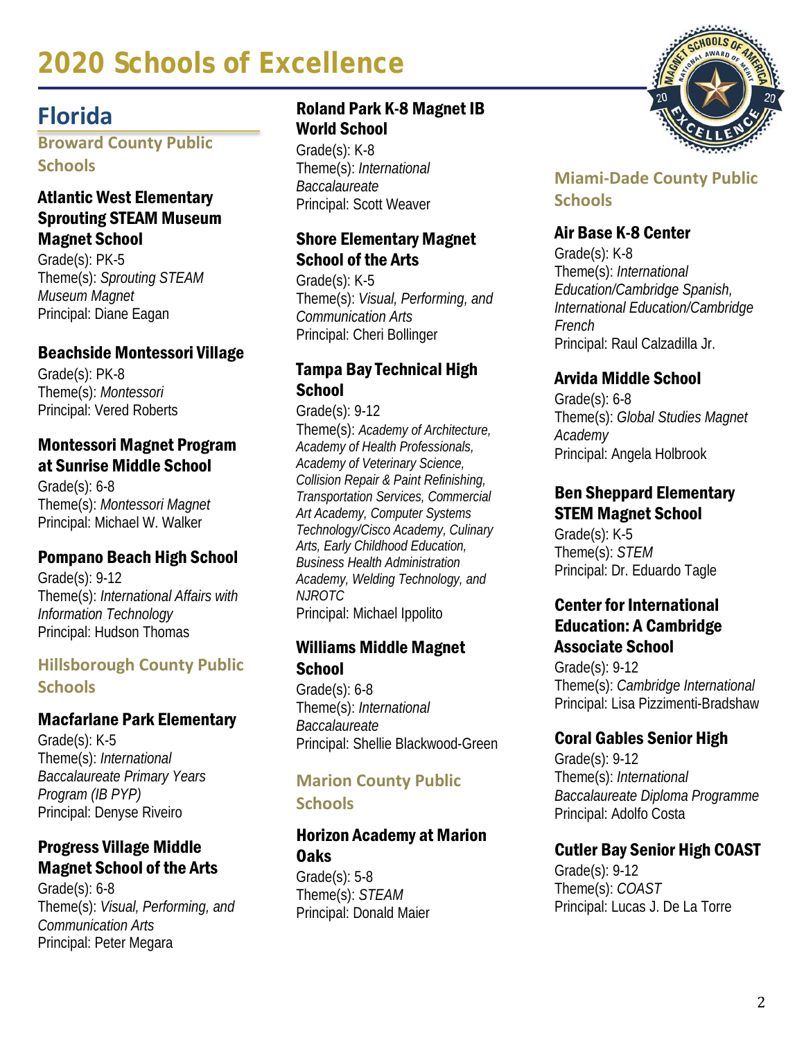# 2020 Schools of Excellence

## Florida

### Broward County Public Schools

**Atlantic West Elementary Sprouting STEAM Museum Magnet School**
Grade(s): PK-5
Theme(s): *Sprouting STEAM Museum Magnet*
Principal: Diane Eagan

**Beachside Montessori Village**
Grade(s): PK-8
Theme(s): *Montessori*
Principal: Vered Roberts

**Montessori Magnet Program at Sunrise Middle School**
Grade(s): 6-8
Theme(s): *Montessori Magnet*
Principal: Michael W. Walker

**Pompano Beach High School**
Grade(s): 9-12
Theme(s): *International Affairs with Information Technology*
Principal: Hudson Thomas

### Hillsborough County Public Schools

**Macfarlane Park Elementary**
Grade(s): K-5
Theme(s): *International Baccalaureate Primary Years Program (IB PYP)*
Principal: Denyse Riveiro

**Progress Village Middle Magnet School of the Arts**
Grade(s): 6-8
Theme(s): *Visual, Performing, and Communication Arts*
Principal: Peter Megara

**Roland Park K-8 Magnet IB World School**
Grade(s): K-8
Theme(s): *International Baccalaureate*
Principal: Scott Weaver

**Shore Elementary Magnet School of the Arts**
Grade(s): K-5
Theme(s): *Visual, Performing, and Communication Arts*
Principal: Cheri Bollinger

**Tampa Bay Technical High School**
Grade(s): 9-12
Theme(s): *Academy of Architecture, Academy of Health Professionals, Academy of Veterinary Science, Collision Repair & Paint Refinishing, Transportation Services, Commercial Art Academy, Computer Systems Technology/Cisco Academy, Culinary Arts, Early Childhood Education, Business Health Administration Academy, Welding Technology, and NJROTC*
Principal: Michael Ippolito

**Williams Middle Magnet School**
Grade(s): 6-8
Theme(s): *International Baccalaureate*
Principal: Shellie Blackwood-Green

### Marion County Public Schools

**Horizon Academy at Marion Oaks**
Grade(s): 5-8
Theme(s): *STEAM*
Principal: Donald Maier

### Miami-Dade County Public Schools

**Air Base K-8 Center**
Grade(s): K-8
Theme(s): *International Education/Cambridge Spanish, International Education/Cambridge French*
Principal: Raul Calzadilla Jr.

**Arvida Middle School**
Grade(s): 6-8
Theme(s): *Global Studies Magnet Academy*
Principal: Angela Holbrook

**Ben Sheppard Elementary STEM Magnet School**
Grade(s): K-5
Theme(s): *STEM*
Principal: Dr. Eduardo Tagle

**Center for International Education: A Cambridge Associate School**
Grade(s): 9-12
Theme(s): *Cambridge International*
Principal: Lisa Pizzimenti-Bradshaw

**Coral Gables Senior High**
Grade(s): 9-12
Theme(s): *International Baccalaureate Diploma Programme*
Principal: Adolfo Costa

**Cutler Bay Senior High COAST**
Grade(s): 9-12
Theme(s): *COAST*
Principal: Lucas J. De La Torre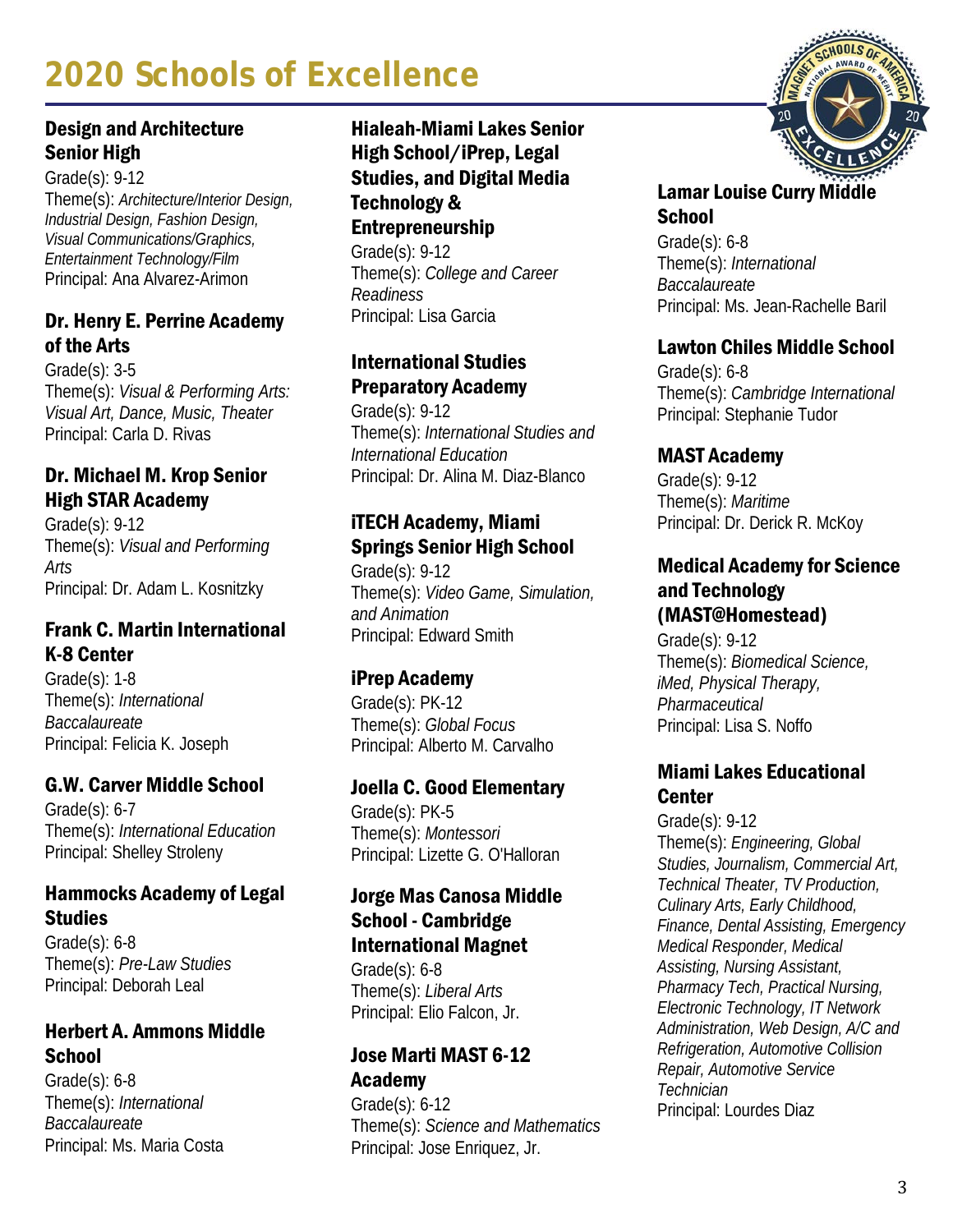# 2020 Schools of Excellence

### Design and Architecture Senior High

Grade(s): 9-12
Theme(s): *Architecture/Interior Design, Industrial Design, Fashion Design, Visual Communications/Graphics, Entertainment Technology/Film*
Principal: Ana Alvarez-Arimon

### Dr. Henry E. Perrine Academy of the Arts

Grade(s): 3-5
Theme(s): *Visual & Performing Arts: Visual Art, Dance, Music, Theater*
Principal: Carla D. Rivas

### Dr. Michael M. Krop Senior High STAR Academy

Grade(s): 9-12
Theme(s): *Visual and Performing Arts*
Principal: Dr. Adam L. Kosnitzky

### Frank C. Martin International K-8 Center

Grade(s): 1-8
Theme(s): *International Baccalaureate*
Principal: Felicia K. Joseph

### G.W. Carver Middle School

Grade(s): 6-7
Theme(s): *International Education*
Principal: Shelley Stroleny

### Hammocks Academy of Legal Studies

Grade(s): 6-8
Theme(s): *Pre-Law Studies*
Principal: Deborah Leal

### Herbert A. Ammons Middle School

Grade(s): 6-8
Theme(s): *International Baccalaureate*
Principal: Ms. Maria Costa

### Hialeah-Miami Lakes Senior High School/iPrep, Legal Studies, and Digital Media Technology & Entrepreneurship

Grade(s): 9-12
Theme(s): *College and Career Readiness*
Principal: Lisa Garcia

### International Studies Preparatory Academy

Grade(s): 9-12
Theme(s): *International Studies and International Education*
Principal: Dr. Alina M. Diaz-Blanco

### iTECH Academy, Miami Springs Senior High School

Grade(s): 9-12
Theme(s): *Video Game, Simulation, and Animation*
Principal: Edward Smith

### iPrep Academy

Grade(s): PK-12
Theme(s): *Global Focus*
Principal: Alberto M. Carvalho

### Joella C. Good Elementary

Grade(s): PK-5
Theme(s): *Montessori*
Principal: Lizette G. O'Halloran

### Jorge Mas Canosa Middle School - Cambridge International Magnet

Grade(s): 6-8
Theme(s): *Liberal Arts*
Principal: Elio Falcon, Jr.

### Jose Marti MAST 6-12 Academy

Grade(s): 6-12
Theme(s): *Science and Mathematics*
Principal: Jose Enriquez, Jr.

### Lamar Louise Curry Middle School

Grade(s): 6-8
Theme(s): *International Baccalaureate*
Principal: Ms. Jean-Rachelle Baril

### Lawton Chiles Middle School

Grade(s): 6-8
Theme(s): *Cambridge International*
Principal: Stephanie Tudor

### MAST Academy

Grade(s): 9-12
Theme(s): *Maritime*
Principal: Dr. Derick R. McKoy

### Medical Academy for Science and Technology (MAST@Homestead)

Grade(s): 9-12
Theme(s): *Biomedical Science, iMed, Physical Therapy, Pharmaceutical*
Principal: Lisa S. Noffo

### Miami Lakes Educational Center

Grade(s): 9-12
Theme(s): *Engineering, Global Studies, Journalism, Commercial Art, Technical Theater, TV Production, Culinary Arts, Early Childhood, Finance, Dental Assisting, Emergency Medical Responder, Medical Assisting, Nursing Assistant, Pharmacy Tech, Practical Nursing, Electronic Technology, IT Network Administration, Web Design, A/C and Refrigeration, Automotive Collision Repair, Automotive Service Technician*
Principal: Lourdes Diaz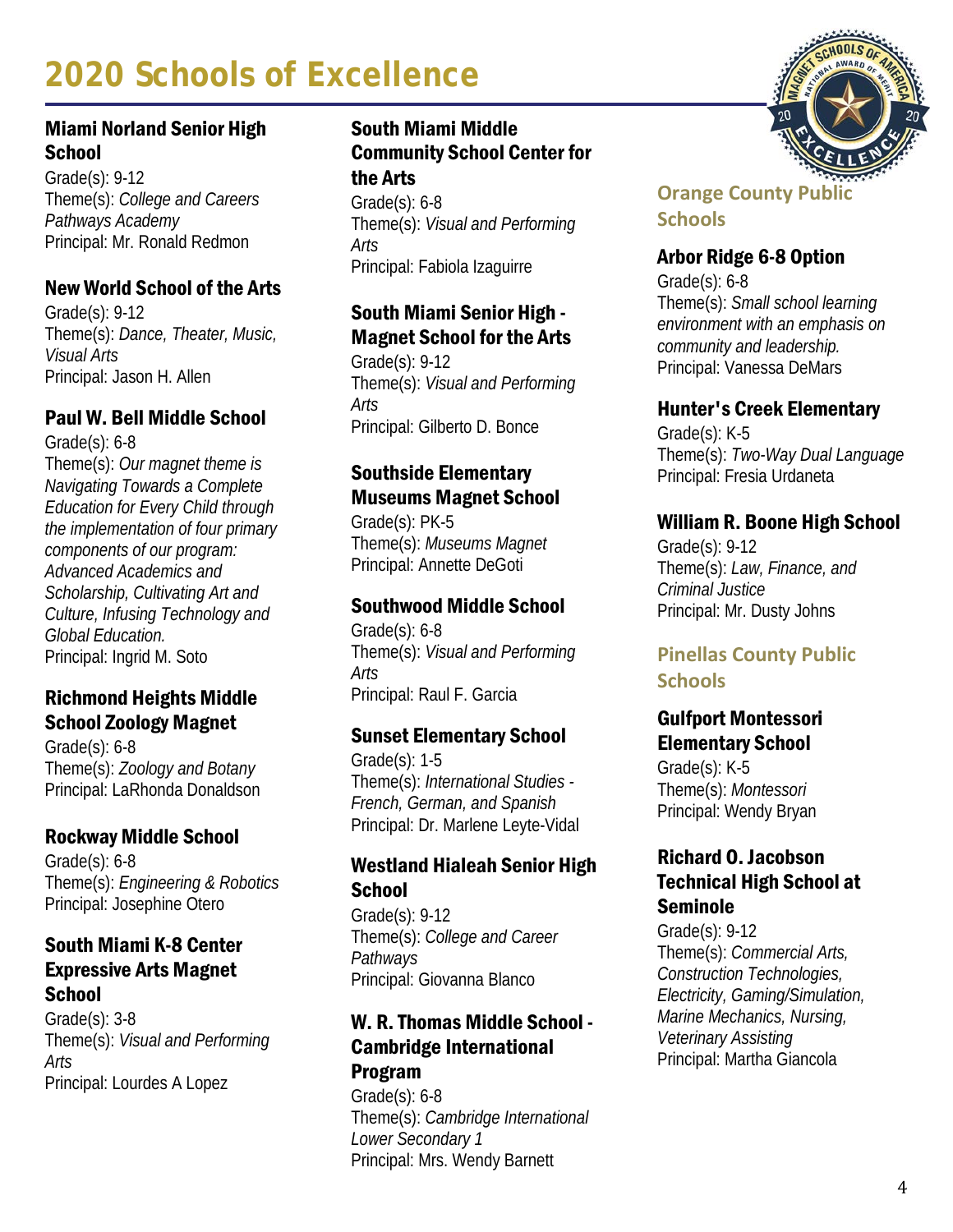# 2020 Schools of Excellence

### Miami Norland Senior High School

Grade(s): 9-12
Theme(s): *College and Careers Pathways Academy*
Principal: Mr. Ronald Redmon

### New World School of the Arts

Grade(s): 9-12
Theme(s): *Dance, Theater, Music, Visual Arts*
Principal: Jason H. Allen

### Paul W. Bell Middle School

Grade(s): 6-8
Theme(s): *Our magnet theme is Navigating Towards a Complete Education for Every Child through the implementation of four primary components of our program: Advanced Academics and Scholarship, Cultivating Art and Culture, Infusing Technology and Global Education.*
Principal: Ingrid M. Soto

### Richmond Heights Middle School Zoology Magnet

Grade(s): 6-8
Theme(s): *Zoology and Botany*
Principal: LaRhonda Donaldson

### Rockway Middle School

Grade(s): 6-8
Theme(s): *Engineering & Robotics*
Principal: Josephine Otero

### South Miami K-8 Center Expressive Arts Magnet School

Grade(s): 3-8
Theme(s): *Visual and Performing Arts*
Principal: Lourdes A Lopez

### South Miami Middle Community School Center for the Arts

Grade(s): 6-8
Theme(s): *Visual and Performing Arts*
Principal: Fabiola Izaguirre

### South Miami Senior High - Magnet School for the Arts

Grade(s): 9-12
Theme(s): *Visual and Performing Arts*
Principal: Gilberto D. Bonce

### Southside Elementary Museums Magnet School

Grade(s): PK-5
Theme(s): *Museums Magnet*
Principal: Annette DeGoti

### Southwood Middle School

Grade(s): 6-8
Theme(s): *Visual and Performing Arts*
Principal: Raul F. Garcia

### Sunset Elementary School

Grade(s): 1-5
Theme(s): *International Studies - French, German, and Spanish*
Principal: Dr. Marlene Leyte-Vidal

### Westland Hialeah Senior High School

Grade(s): 9-12
Theme(s): *College and Career Pathways*
Principal: Giovanna Blanco

### W. R. Thomas Middle School - Cambridge International Program

Grade(s): 6-8
Theme(s): *Cambridge International Lower Secondary 1*
Principal: Mrs. Wendy Barnett

## Orange County Public Schools

### Arbor Ridge 6-8 Option

Grade(s): 6-8
Theme(s): *Small school learning environment with an emphasis on community and leadership.*
Principal: Vanessa DeMars

### Hunter's Creek Elementary

Grade(s): K-5
Theme(s): *Two-Way Dual Language*
Principal: Fresia Urdaneta

### William R. Boone High School

Grade(s): 9-12
Theme(s): *Law, Finance, and Criminal Justice*
Principal: Mr. Dusty Johns

## Pinellas County Public Schools

### Gulfport Montessori Elementary School

Grade(s): K-5
Theme(s): *Montessori*
Principal: Wendy Bryan

### Richard O. Jacobson Technical High School at Seminole

Grade(s): 9-12
Theme(s): *Commercial Arts, Construction Technologies, Electricity, Gaming/Simulation, Marine Mechanics, Nursing, Veterinary Assisting*
Principal: Martha Giancola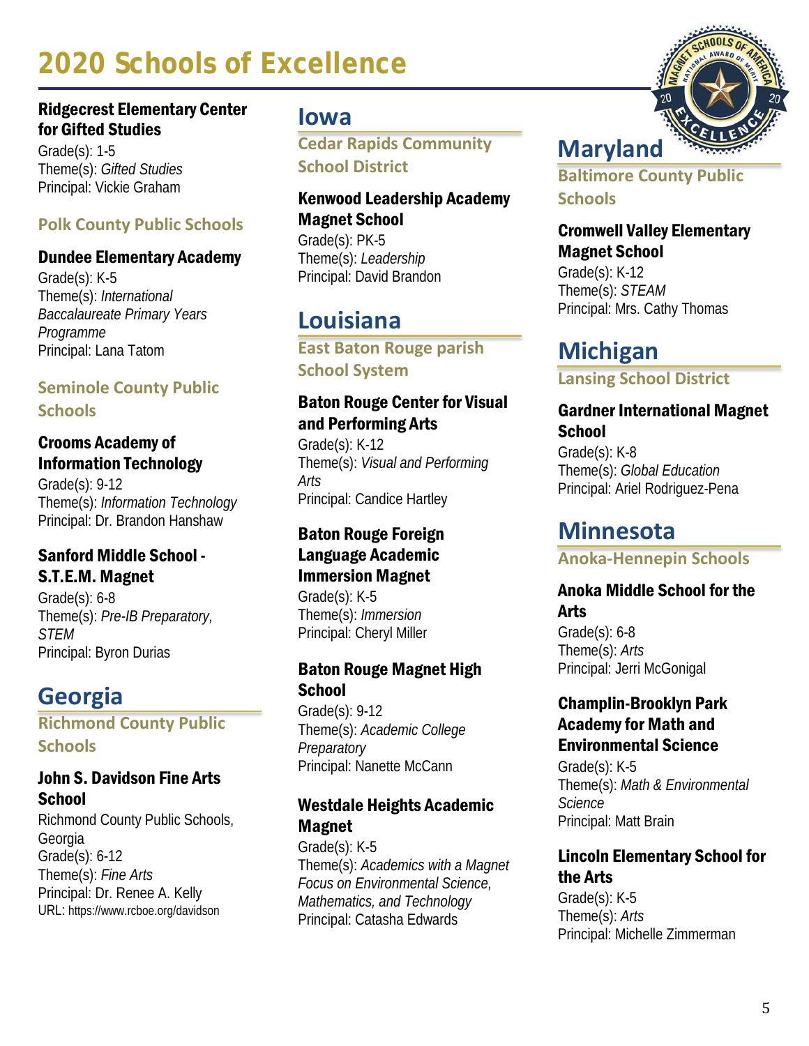# 2020 Schools of Excellence

**Ridgecrest Elementary Center for Gifted Studies**
Grade(s): 1-5
Theme(s): *Gifted Studies*
Principal: Vickie Graham

### Polk County Public Schools

**Dundee Elementary Academy**
Grade(s): K-5
Theme(s): *International Baccalaureate Primary Years Programme*
Principal: Lana Tatom

### Seminole County Public Schools

**Crooms Academy of Information Technology**
Grade(s): 9-12
Theme(s): *Information Technology*
Principal: Dr. Brandon Hanshaw

**Sanford Middle School - S.T.E.M. Magnet**
Grade(s): 6-8
Theme(s): *Pre-IB Preparatory, STEM*
Principal: Byron Durias

## Georgia

### Richmond County Public Schools

**John S. Davidson Fine Arts School**
Richmond County Public Schools, Georgia
Grade(s): 6-12
Theme(s): *Fine Arts*
Principal: Dr. Renee A. Kelly
URL: https://www.rcboe.org/davidson

## Iowa

### Cedar Rapids Community School District

**Kenwood Leadership Academy Magnet School**
Grade(s): PK-5
Theme(s): *Leadership*
Principal: David Brandon

## Louisiana

### East Baton Rouge parish School System

**Baton Rouge Center for Visual and Performing Arts**
Grade(s): K-12
Theme(s): *Visual and Performing Arts*
Principal: Candice Hartley

**Baton Rouge Foreign Language Academic Immersion Magnet**
Grade(s): K-5
Theme(s): *Immersion*
Principal: Cheryl Miller

**Baton Rouge Magnet High School**
Grade(s): 9-12
Theme(s): *Academic College Preparatory*
Principal: Nanette McCann

**Westdale Heights Academic Magnet**
Grade(s): K-5
Theme(s): *Academics with a Magnet Focus on Environmental Science, Mathematics, and Technology*
Principal: Catasha Edwards

## Maryland

### Baltimore County Public Schools

**Cromwell Valley Elementary Magnet School**
Grade(s): K-12
Theme(s): *STEAM*
Principal: Mrs. Cathy Thomas

## Michigan

### Lansing School District

**Gardner International Magnet School**
Grade(s): K-8
Theme(s): *Global Education*
Principal: Ariel Rodriguez-Pena

## Minnesota

### Anoka-Hennepin Schools

**Anoka Middle School for the Arts**
Grade(s): 6-8
Theme(s): *Arts*
Principal: Jerri McGonigal

**Champlin-Brooklyn Park Academy for Math and Environmental Science**
Grade(s): K-5
Theme(s): *Math & Environmental Science*
Principal: Matt Brain

**Lincoln Elementary School for the Arts**
Grade(s): K-5
Theme(s): *Arts*
Principal: Michelle Zimmerman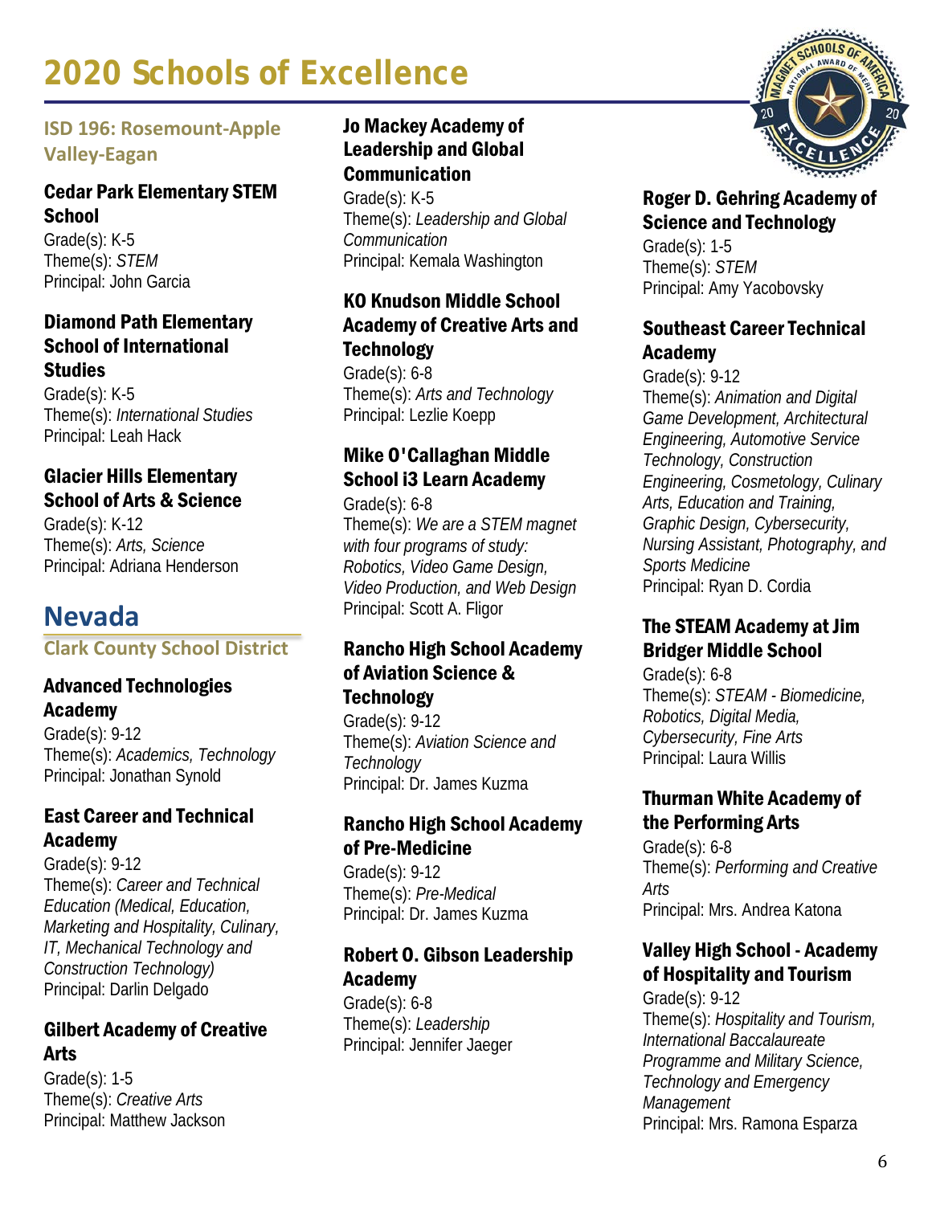# 2020 Schools of Excellence

### ISD 196: Rosemount-Apple Valley-Eagan

**Cedar Park Elementary STEM School**
Grade(s): K-5
Theme(s): *STEM*
Principal: John Garcia

**Diamond Path Elementary School of International Studies**
Grade(s): K-5
Theme(s): *International Studies*
Principal: Leah Hack

**Glacier Hills Elementary School of Arts & Science**
Grade(s): K-12
Theme(s): *Arts, Science*
Principal: Adriana Henderson

## Nevada

### Clark County School District

**Advanced Technologies Academy**
Grade(s): 9-12
Theme(s): *Academics, Technology*
Principal: Jonathan Synold

**East Career and Technical Academy**
Grade(s): 9-12
Theme(s): *Career and Technical Education (Medical, Education, Marketing and Hospitality, Culinary, IT, Mechanical Technology and Construction Technology)*
Principal: Darlin Delgado

**Gilbert Academy of Creative Arts**
Grade(s): 1-5
Theme(s): *Creative Arts*
Principal: Matthew Jackson

**Jo Mackey Academy of Leadership and Global Communication**
Grade(s): K-5
Theme(s): *Leadership and Global Communication*
Principal: Kemala Washington

**KO Knudson Middle School Academy of Creative Arts and Technology**
Grade(s): 6-8
Theme(s): *Arts and Technology*
Principal: Lezlie Koepp

**Mike O'Callaghan Middle School i3 Learn Academy**
Grade(s): 6-8
Theme(s): *We are a STEM magnet with four programs of study: Robotics, Video Game Design, Video Production, and Web Design*
Principal: Scott A. Fligor

**Rancho High School Academy of Aviation Science & Technology**
Grade(s): 9-12
Theme(s): *Aviation Science and Technology*
Principal: Dr. James Kuzma

**Rancho High School Academy of Pre-Medicine**
Grade(s): 9-12
Theme(s): *Pre-Medical*
Principal: Dr. James Kuzma

**Robert O. Gibson Leadership Academy**
Grade(s): 6-8
Theme(s): *Leadership*
Principal: Jennifer Jaeger

**Roger D. Gehring Academy of Science and Technology**
Grade(s): 1-5
Theme(s): *STEM*
Principal: Amy Yacobovsky

**Southeast Career Technical Academy**
Grade(s): 9-12
Theme(s): *Animation and Digital Game Development, Architectural Engineering, Automotive Service Technology, Construction Engineering, Cosmetology, Culinary Arts, Education and Training, Graphic Design, Cybersecurity, Nursing Assistant, Photography, and Sports Medicine*
Principal: Ryan D. Cordia

**The STEAM Academy at Jim Bridger Middle School**
Grade(s): 6-8
Theme(s): *STEAM - Biomedicine, Robotics, Digital Media, Cybersecurity, Fine Arts*
Principal: Laura Willis

**Thurman White Academy of the Performing Arts**
Grade(s): 6-8
Theme(s): *Performing and Creative Arts*
Principal: Mrs. Andrea Katona

**Valley High School - Academy of Hospitality and Tourism**
Grade(s): 9-12
Theme(s): *Hospitality and Tourism, International Baccalaureate Programme and Military Science, Technology and Emergency Management*
Principal: Mrs. Ramona Esparza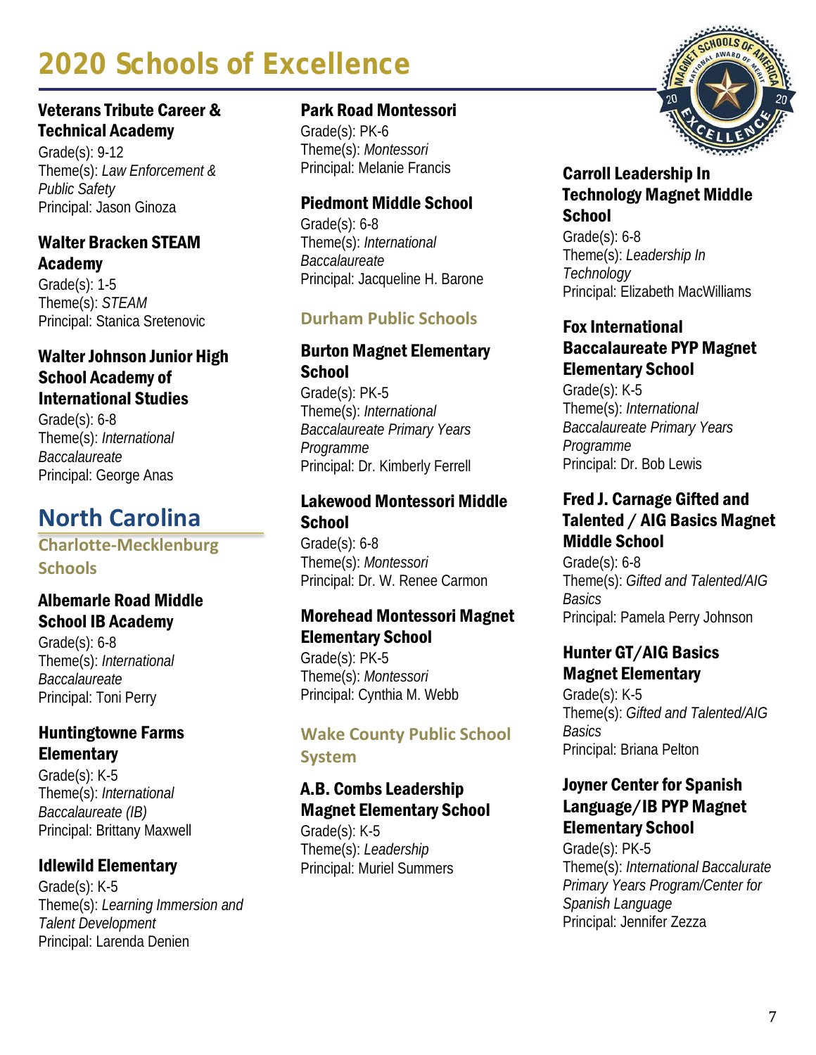# 2020 Schools of Excellence

### Veterans Tribute Career & Technical Academy

Grade(s): 9-12
Theme(s): *Law Enforcement & Public Safety*
Principal: Jason Ginoza

### Walter Bracken STEAM Academy

Grade(s): 1-5
Theme(s): *STEAM*
Principal: Stanica Sretenovic

### Walter Johnson Junior High School Academy of International Studies

Grade(s): 6-8
Theme(s): *International Baccalaureate*
Principal: George Anas

## North Carolina

### Charlotte-Mecklenburg Schools

### Albemarle Road Middle School IB Academy

Grade(s): 6-8
Theme(s): *International Baccalaureate*
Principal: Toni Perry

### Huntingtowne Farms Elementary

Grade(s): K-5
Theme(s): *International Baccalaureate (IB)*
Principal: Brittany Maxwell

### Idlewild Elementary

Grade(s): K-5
Theme(s): *Learning Immersion and Talent Development*
Principal: Larenda Denien

### Park Road Montessori

Grade(s): PK-6
Theme(s): *Montessori*
Principal: Melanie Francis

### Piedmont Middle School

Grade(s): 6-8
Theme(s): *International Baccalaureate*
Principal: Jacqueline H. Barone

### Durham Public Schools

### Burton Magnet Elementary School

Grade(s): PK-5
Theme(s): *International Baccalaureate Primary Years Programme*
Principal: Dr. Kimberly Ferrell

### Lakewood Montessori Middle School

Grade(s): 6-8
Theme(s): *Montessori*
Principal: Dr. W. Renee Carmon

### Morehead Montessori Magnet Elementary School

Grade(s): PK-5
Theme(s): *Montessori*
Principal: Cynthia M. Webb

### Wake County Public School System

### A.B. Combs Leadership Magnet Elementary School

Grade(s): K-5
Theme(s): *Leadership*
Principal: Muriel Summers

### Carroll Leadership In Technology Magnet Middle School

Grade(s): 6-8
Theme(s): *Leadership In Technology*
Principal: Elizabeth MacWilliams

### Fox International Baccalaureate PYP Magnet Elementary School

Grade(s): K-5
Theme(s): *International Baccalaureate Primary Years Programme*
Principal: Dr. Bob Lewis

### Fred J. Carnage Gifted and Talented / AIG Basics Magnet Middle School

Grade(s): 6-8
Theme(s): *Gifted and Talented/AIG Basics*
Principal: Pamela Perry Johnson

### Hunter GT/AIG Basics Magnet Elementary

Grade(s): K-5
Theme(s): *Gifted and Talented/AIG Basics*
Principal: Briana Pelton

### Joyner Center for Spanish Language/IB PYP Magnet Elementary School

Grade(s): PK-5
Theme(s): *International Baccalaurate Primary Years Program/Center for Spanish Language*
Principal: Jennifer Zezza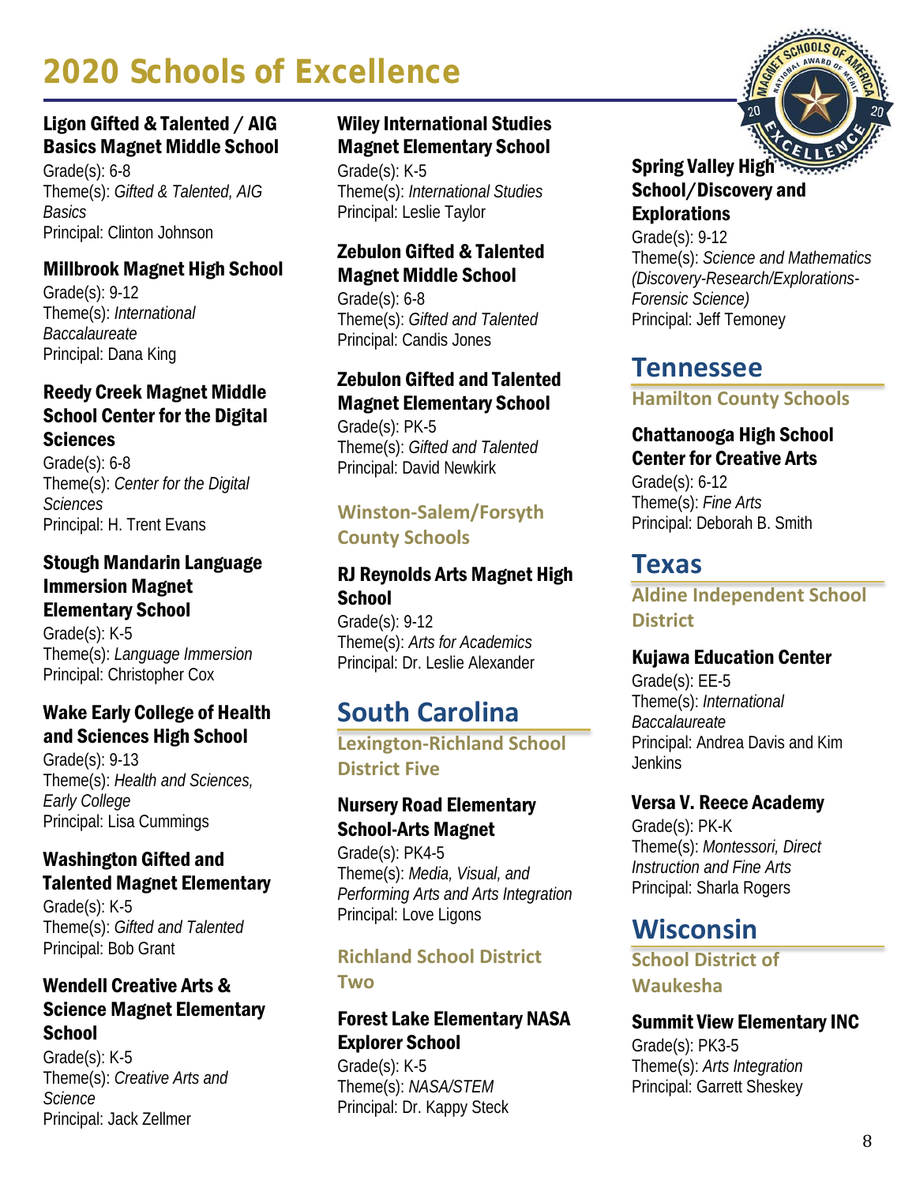# 2020 Schools of Excellence

### Ligon Gifted & Talented / AIG Basics Magnet Middle School

Grade(s): 6-8
Theme(s): *Gifted & Talented, AIG Basics*
Principal: Clinton Johnson

### Millbrook Magnet High School

Grade(s): 9-12
Theme(s): *International Baccalaureate*
Principal: Dana King

### Reedy Creek Magnet Middle School Center for the Digital Sciences

Grade(s): 6-8
Theme(s): *Center for the Digital Sciences*
Principal: H. Trent Evans

### Stough Mandarin Language Immersion Magnet Elementary School

Grade(s): K-5
Theme(s): *Language Immersion*
Principal: Christopher Cox

### Wake Early College of Health and Sciences High School

Grade(s): 9-13
Theme(s): *Health and Sciences, Early College*
Principal: Lisa Cummings

### Washington Gifted and Talented Magnet Elementary

Grade(s): K-5
Theme(s): *Gifted and Talented*
Principal: Bob Grant

### Wendell Creative Arts & Science Magnet Elementary School

Grade(s): K-5
Theme(s): *Creative Arts and Science*
Principal: Jack Zellmer

### Wiley International Studies Magnet Elementary School

Grade(s): K-5
Theme(s): *International Studies*
Principal: Leslie Taylor

### Zebulon Gifted & Talented Magnet Middle School

Grade(s): 6-8
Theme(s): *Gifted and Talented*
Principal: Candis Jones

### Zebulon Gifted and Talented Magnet Elementary School

Grade(s): PK-5
Theme(s): *Gifted and Talented*
Principal: David Newkirk

**Winston-Salem/Forsyth County Schools**

### RJ Reynolds Arts Magnet High School

Grade(s): 9-12
Theme(s): *Arts for Academics*
Principal: Dr. Leslie Alexander

## South Carolina

**Lexington-Richland School District Five**

### Nursery Road Elementary School-Arts Magnet

Grade(s): PK4-5
Theme(s): *Media, Visual, and Performing Arts and Arts Integration*
Principal: Love Ligons

**Richland School District Two**

### Forest Lake Elementary NASA Explorer School

Grade(s): K-5
Theme(s): *NASA/STEM*
Principal: Dr. Kappy Steck

### Spring Valley High School/Discovery and Explorations

Grade(s): 9-12
Theme(s): *Science and Mathematics (Discovery-Research/Explorations-Forensic Science)*
Principal: Jeff Temoney

## Tennessee

**Hamilton County Schools**

### Chattanooga High School Center for Creative Arts

Grade(s): 6-12
Theme(s): *Fine Arts*
Principal: Deborah B. Smith

## Texas

**Aldine Independent School District**

### Kujawa Education Center

Grade(s): EE-5
Theme(s): *International Baccalaureate*
Principal: Andrea Davis and Kim Jenkins

### Versa V. Reece Academy

Grade(s): PK-K
Theme(s): *Montessori, Direct Instruction and Fine Arts*
Principal: Sharla Rogers

## Wisconsin

**School District of Waukesha**

### Summit View Elementary INC

Grade(s): PK3-5
Theme(s): *Arts Integration*
Principal: Garrett Sheskey